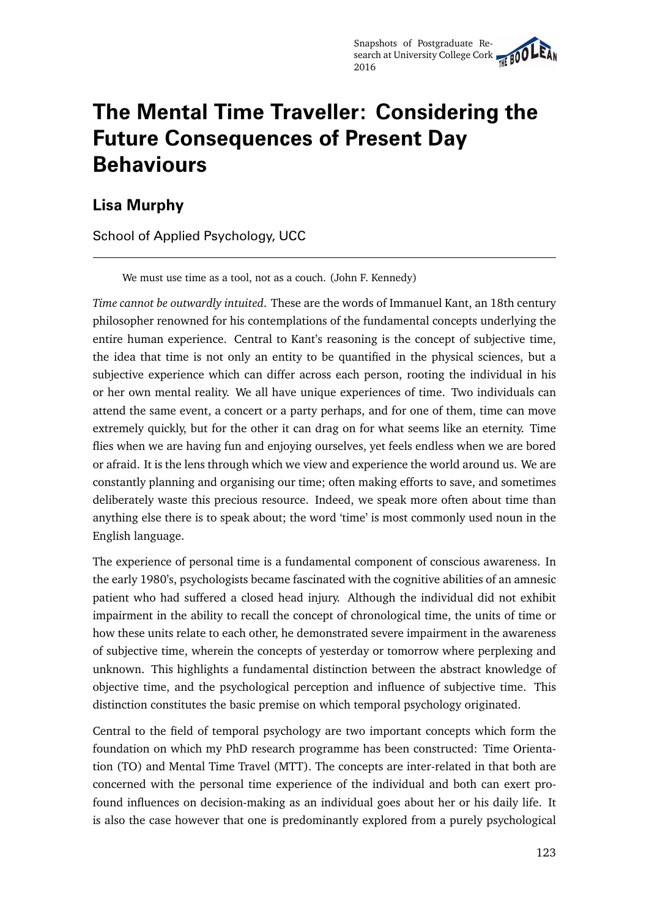# The Mental Time Traveller: Considering the Future Consequences of Present Day Behaviours

## Lisa Murphy

School of Applied Psychology, UCC

---

> We must use time as a tool, not as a couch. (John F. Kennedy)

*Time cannot be outwardly intuited*. These are the words of Immanuel Kant, an 18th century philosopher renowned for his contemplations of the fundamental concepts underlying the entire human experience. Central to Kant's reasoning is the concept of subjective time, the idea that time is not only an entity to be quantified in the physical sciences, but a subjective experience which can differ across each person, rooting the individual in his or her own mental reality. We all have unique experiences of time. Two individuals can attend the same event, a concert or a party perhaps, and for one of them, time can move extremely quickly, but for the other it can drag on for what seems like an eternity. Time flies when we are having fun and enjoying ourselves, yet feels endless when we are bored or afraid. It is the lens through which we view and experience the world around us. We are constantly planning and organising our time; often making efforts to save, and sometimes deliberately waste this precious resource. Indeed, we speak more often about time than anything else there is to speak about; the word 'time' is most commonly used noun in the English language.

The experience of personal time is a fundamental component of conscious awareness. In the early 1980's, psychologists became fascinated with the cognitive abilities of an amnesic patient who had suffered a closed head injury. Although the individual did not exhibit impairment in the ability to recall the concept of chronological time, the units of time or how these units relate to each other, he demonstrated severe impairment in the awareness of subjective time, wherein the concepts of yesterday or tomorrow where perplexing and unknown. This highlights a fundamental distinction between the abstract knowledge of objective time, and the psychological perception and influence of subjective time. This distinction constitutes the basic premise on which temporal psychology originated.

Central to the field of temporal psychology are two important concepts which form the foundation on which my PhD research programme has been constructed: Time Orientation (TO) and Mental Time Travel (MTT). The concepts are inter-related in that both are concerned with the personal time experience of the individual and both can exert profound influences on decision-making as an individual goes about her or his daily life. It is also the case however that one is predominantly explored from a purely psychological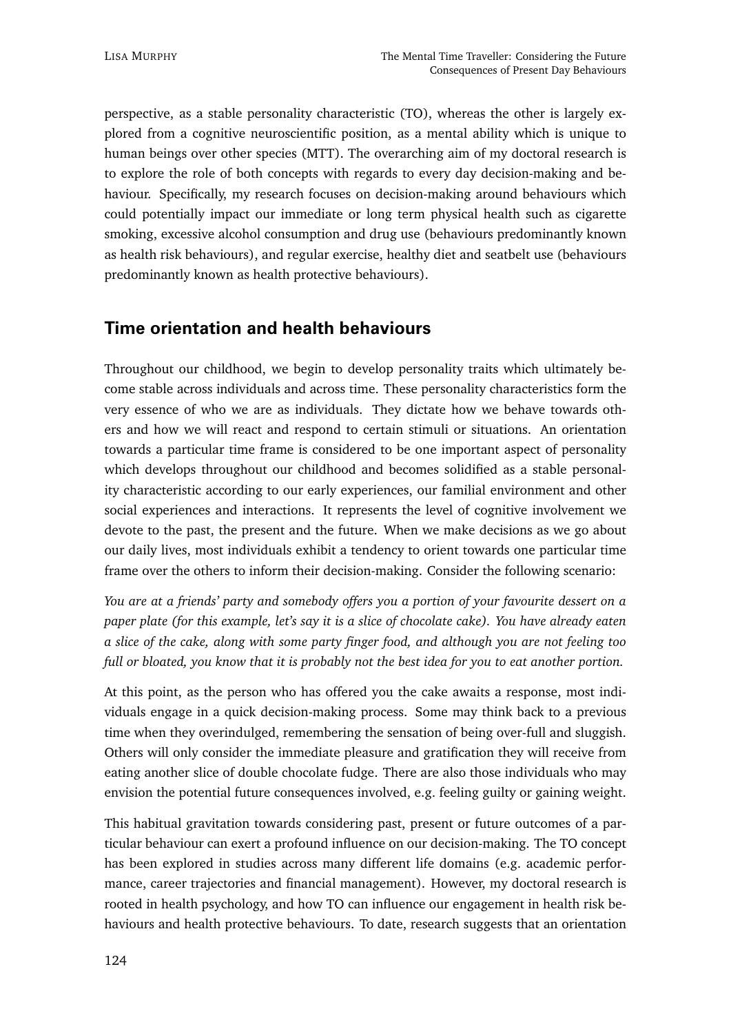perspective, as a stable personality characteristic (TO), whereas the other is largely explored from a cognitive neuroscientific position, as a mental ability which is unique to human beings over other species (MTT). The overarching aim of my doctoral research is to explore the role of both concepts with regards to every day decision-making and behaviour. Specifically, my research focuses on decision-making around behaviours which could potentially impact our immediate or long term physical health such as cigarette smoking, excessive alcohol consumption and drug use (behaviours predominantly known as health risk behaviours), and regular exercise, healthy diet and seatbelt use (behaviours predominantly known as health protective behaviours).

## Time orientation and health behaviours

Throughout our childhood, we begin to develop personality traits which ultimately become stable across individuals and across time. These personality characteristics form the very essence of who we are as individuals. They dictate how we behave towards others and how we will react and respond to certain stimuli or situations. An orientation towards a particular time frame is considered to be one important aspect of personality which develops throughout our childhood and becomes solidified as a stable personality characteristic according to our early experiences, our familial environment and other social experiences and interactions. It represents the level of cognitive involvement we devote to the past, the present and the future. When we make decisions as we go about our daily lives, most individuals exhibit a tendency to orient towards one particular time frame over the others to inform their decision-making. Consider the following scenario:

*You are at a friends' party and somebody offers you a portion of your favourite dessert on a paper plate (for this example, let's say it is a slice of chocolate cake). You have already eaten a slice of the cake, along with some party finger food, and although you are not feeling too full or bloated, you know that it is probably not the best idea for you to eat another portion.*

At this point, as the person who has offered you the cake awaits a response, most individuals engage in a quick decision-making process. Some may think back to a previous time when they overindulged, remembering the sensation of being over-full and sluggish. Others will only consider the immediate pleasure and gratification they will receive from eating another slice of double chocolate fudge. There are also those individuals who may envision the potential future consequences involved, e.g. feeling guilty or gaining weight.

This habitual gravitation towards considering past, present or future outcomes of a particular behaviour can exert a profound influence on our decision-making. The TO concept has been explored in studies across many different life domains (e.g. academic performance, career trajectories and financial management). However, my doctoral research is rooted in health psychology, and how TO can influence our engagement in health risk behaviours and health protective behaviours. To date, research suggests that an orientation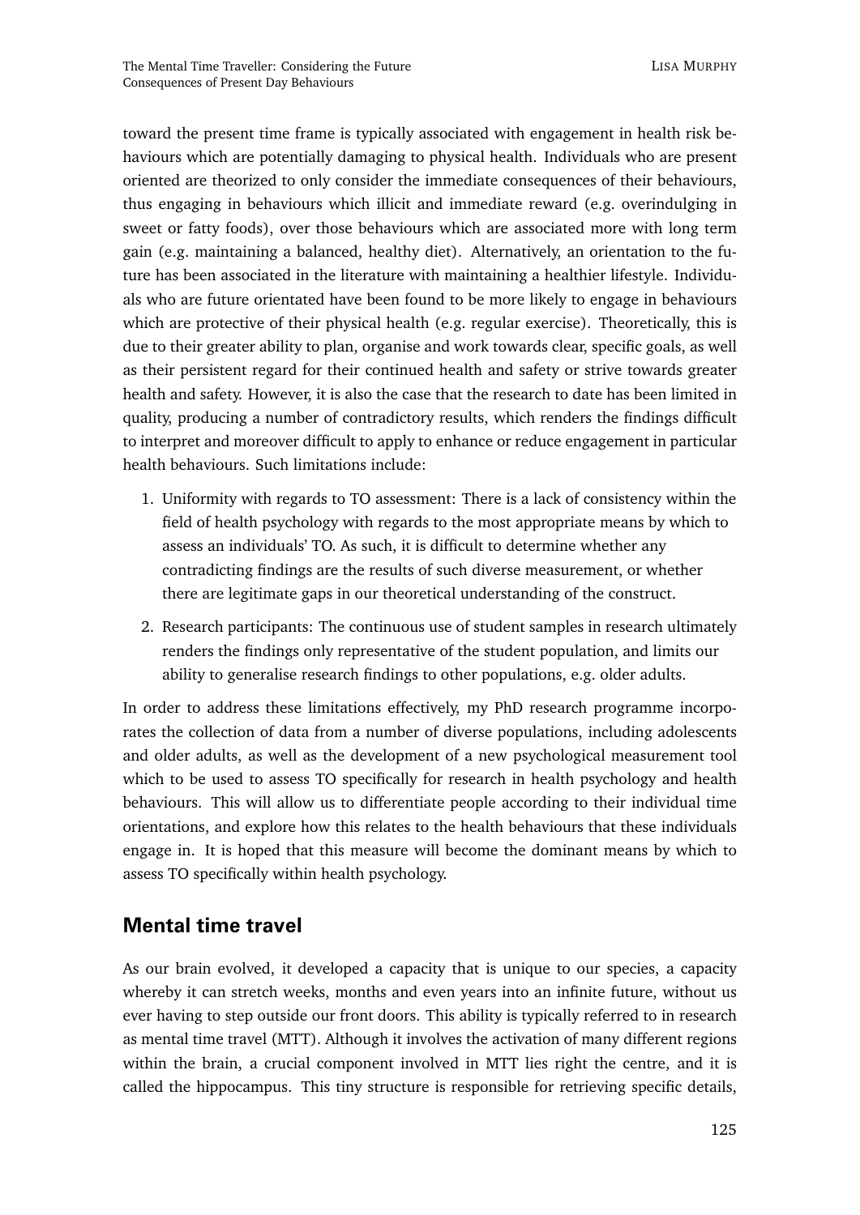toward the present time frame is typically associated with engagement in health risk behaviours which are potentially damaging to physical health. Individuals who are present oriented are theorized to only consider the immediate consequences of their behaviours, thus engaging in behaviours which illicit and immediate reward (e.g. overindulging in sweet or fatty foods), over those behaviours which are associated more with long term gain (e.g. maintaining a balanced, healthy diet). Alternatively, an orientation to the future has been associated in the literature with maintaining a healthier lifestyle. Individuals who are future orientated have been found to be more likely to engage in behaviours which are protective of their physical health (e.g. regular exercise). Theoretically, this is due to their greater ability to plan, organise and work towards clear, specific goals, as well as their persistent regard for their continued health and safety or strive towards greater health and safety. However, it is also the case that the research to date has been limited in quality, producing a number of contradictory results, which renders the findings difficult to interpret and moreover difficult to apply to enhance or reduce engagement in particular health behaviours. Such limitations include:

1. Uniformity with regards to TO assessment: There is a lack of consistency within the field of health psychology with regards to the most appropriate means by which to assess an individuals' TO. As such, it is difficult to determine whether any contradicting findings are the results of such diverse measurement, or whether there are legitimate gaps in our theoretical understanding of the construct.
2. Research participants: The continuous use of student samples in research ultimately renders the findings only representative of the student population, and limits our ability to generalise research findings to other populations, e.g. older adults.

In order to address these limitations effectively, my PhD research programme incorporates the collection of data from a number of diverse populations, including adolescents and older adults, as well as the development of a new psychological measurement tool which to be used to assess TO specifically for research in health psychology and health behaviours. This will allow us to differentiate people according to their individual time orientations, and explore how this relates to the health behaviours that these individuals engage in. It is hoped that this measure will become the dominant means by which to assess TO specifically within health psychology.

## Mental time travel

As our brain evolved, it developed a capacity that is unique to our species, a capacity whereby it can stretch weeks, months and even years into an infinite future, without us ever having to step outside our front doors. This ability is typically referred to in research as mental time travel (MTT). Although it involves the activation of many different regions within the brain, a crucial component involved in MTT lies right the centre, and it is called the hippocampus. This tiny structure is responsible for retrieving specific details,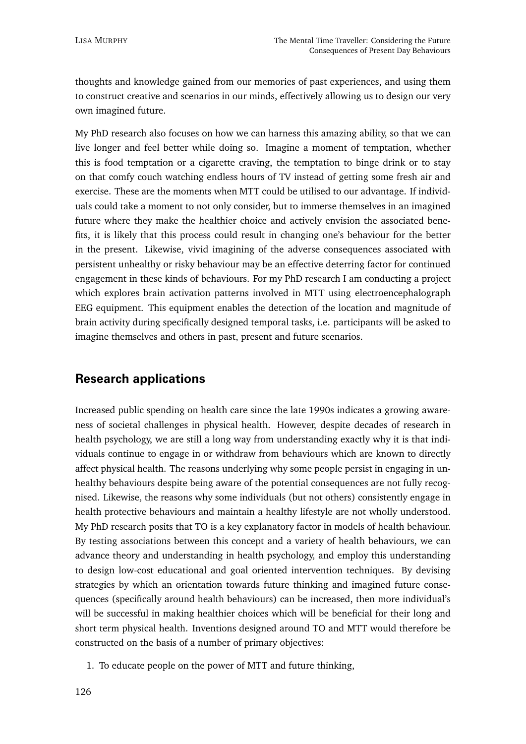thoughts and knowledge gained from our memories of past experiences, and using them to construct creative and scenarios in our minds, effectively allowing us to design our very own imagined future.

My PhD research also focuses on how we can harness this amazing ability, so that we can live longer and feel better while doing so. Imagine a moment of temptation, whether this is food temptation or a cigarette craving, the temptation to binge drink or to stay on that comfy couch watching endless hours of TV instead of getting some fresh air and exercise. These are the moments when MTT could be utilised to our advantage. If individuals could take a moment to not only consider, but to immerse themselves in an imagined future where they make the healthier choice and actively envision the associated benefits, it is likely that this process could result in changing one's behaviour for the better in the present. Likewise, vivid imagining of the adverse consequences associated with persistent unhealthy or risky behaviour may be an effective deterring factor for continued engagement in these kinds of behaviours. For my PhD research I am conducting a project which explores brain activation patterns involved in MTT using electroencephalograph EEG equipment. This equipment enables the detection of the location and magnitude of brain activity during specifically designed temporal tasks, i.e. participants will be asked to imagine themselves and others in past, present and future scenarios.

## Research applications

Increased public spending on health care since the late 1990s indicates a growing awareness of societal challenges in physical health. However, despite decades of research in health psychology, we are still a long way from understanding exactly why it is that individuals continue to engage in or withdraw from behaviours which are known to directly affect physical health. The reasons underlying why some people persist in engaging in unhealthy behaviours despite being aware of the potential consequences are not fully recognised. Likewise, the reasons why some individuals (but not others) consistently engage in health protective behaviours and maintain a healthy lifestyle are not wholly understood. My PhD research posits that TO is a key explanatory factor in models of health behaviour. By testing associations between this concept and a variety of health behaviours, we can advance theory and understanding in health psychology, and employ this understanding to design low-cost educational and goal oriented intervention techniques. By devising strategies by which an orientation towards future thinking and imagined future consequences (specifically around health behaviours) can be increased, then more individual's will be successful in making healthier choices which will be beneficial for their long and short term physical health. Inventions designed around TO and MTT would therefore be constructed on the basis of a number of primary objectives:

1. To educate people on the power of MTT and future thinking,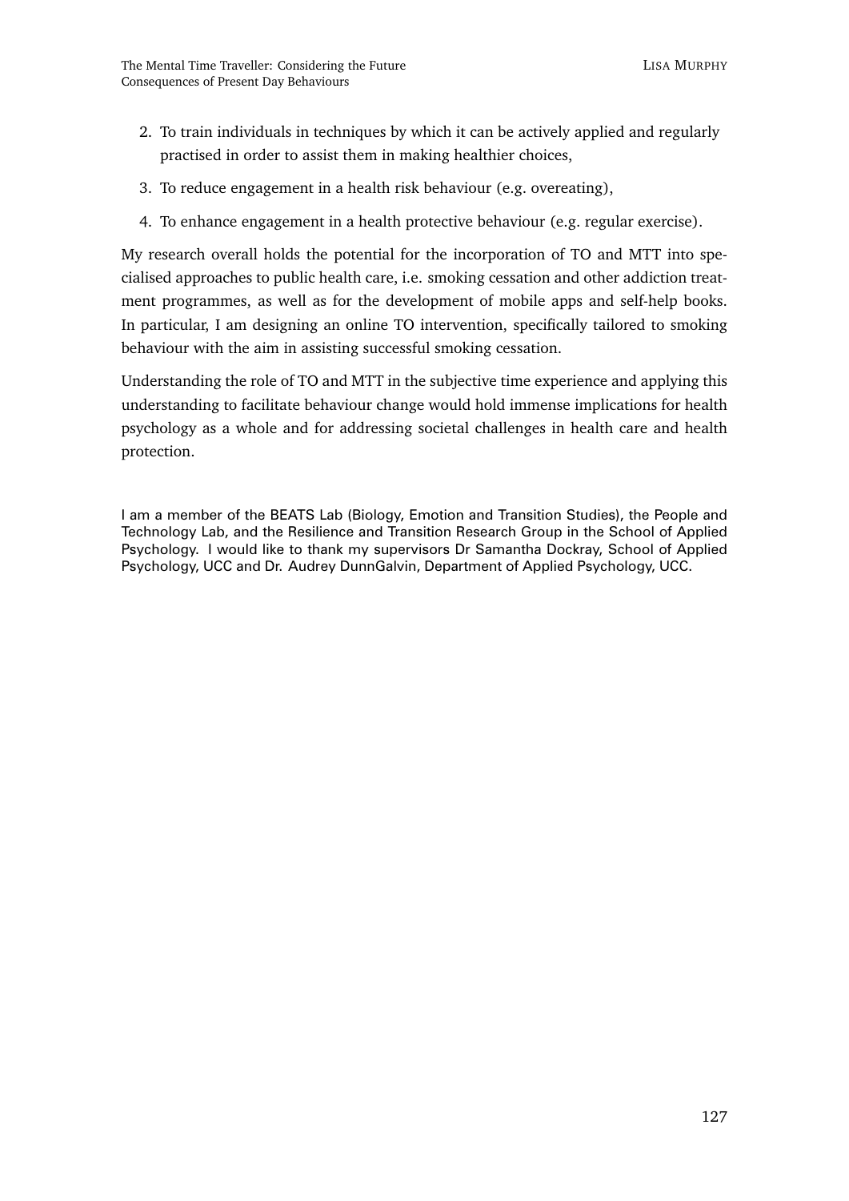2. To train individuals in techniques by which it can be actively applied and regularly practised in order to assist them in making healthier choices,
3. To reduce engagement in a health risk behaviour (e.g. overeating),
4. To enhance engagement in a health protective behaviour (e.g. regular exercise).

My research overall holds the potential for the incorporation of TO and MTT into specialised approaches to public health care, i.e. smoking cessation and other addiction treatment programmes, as well as for the development of mobile apps and self-help books. In particular, I am designing an online TO intervention, specifically tailored to smoking behaviour with the aim in assisting successful smoking cessation.

Understanding the role of TO and MTT in the subjective time experience and applying this understanding to facilitate behaviour change would hold immense implications for health psychology as a whole and for addressing societal challenges in health care and health protection.

I am a member of the BEATS Lab (Biology, Emotion and Transition Studies), the People and Technology Lab, and the Resilience and Transition Research Group in the School of Applied Psychology. I would like to thank my supervisors Dr Samantha Dockray, School of Applied Psychology, UCC and Dr. Audrey DunnGalvin, Department of Applied Psychology, UCC.